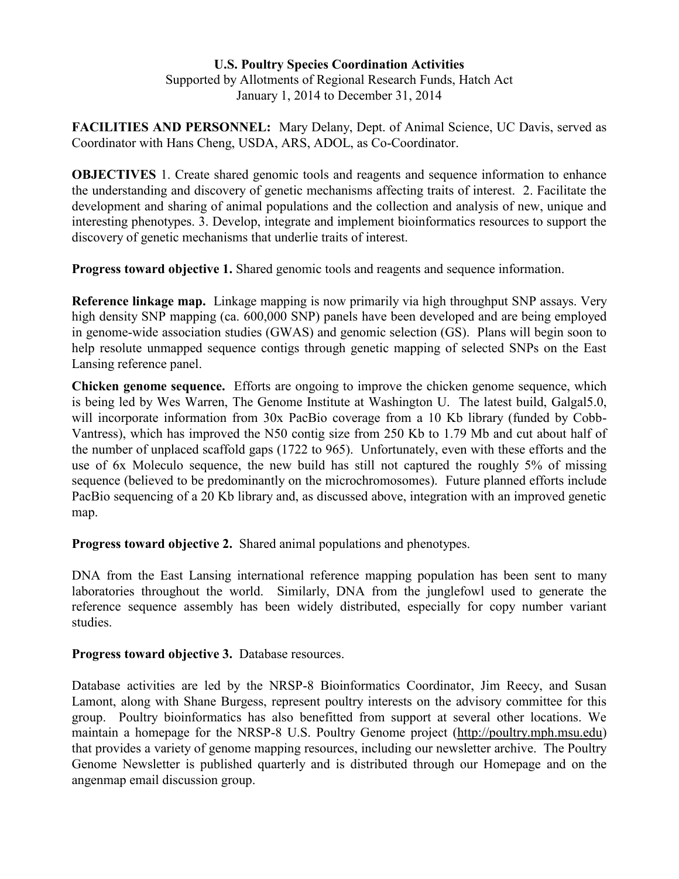**U.S. Poultry Species Coordination Activities**

Supported by Allotments of Regional Research Funds, Hatch Act

January 1, 2014 to December 31, 2014

**FACILITIES AND PERSONNEL:** Mary Delany, Dept. of Animal Science, UC Davis, served as Coordinator with Hans Cheng, USDA, ARS, ADOL, as Co-Coordinator.

**OBJECTIVES** 1. Create shared genomic tools and reagents and sequence information to enhance the understanding and discovery of genetic mechanisms affecting traits of interest. 2. Facilitate the development and sharing of animal populations and the collection and analysis of new, unique and interesting phenotypes. 3. Develop, integrate and implement bioinformatics resources to support the discovery of genetic mechanisms that underlie traits of interest.

**Progress toward objective 1.** Shared genomic tools and reagents and sequence information.

**Reference linkage map.** Linkage mapping is now primarily via high throughput SNP assays. Very high density SNP mapping (ca. 600,000 SNP) panels have been developed and are being employed in genome-wide association studies (GWAS) and genomic selection (GS). Plans will begin soon to help resolute unmapped sequence contigs through genetic mapping of selected SNPs on the East Lansing reference panel.

**Chicken genome sequence.** Efforts are ongoing to improve the chicken genome sequence, which is being led by Wes Warren, The Genome Institute at Washington U. The latest build, Galgal5.0, will incorporate information from 30x PacBio coverage from a 10 Kb library (funded by Cobb-Vantress), which has improved the N50 contig size from 250 Kb to 1.79 Mb and cut about half of the number of unplaced scaffold gaps (1722 to 965). Unfortunately, even with these efforts and the use of 6x Moleculo sequence, the new build has still not captured the roughly 5% of missing sequence (believed to be predominantly on the microchromosomes). Future planned efforts include PacBio sequencing of a 20 Kb library and, as discussed above, integration with an improved genetic map.

**Progress toward objective 2.** Shared animal populations and phenotypes.

DNA from the East Lansing international reference mapping population has been sent to many laboratories throughout the world. Similarly, DNA from the junglefowl used to generate the reference sequence assembly has been widely distributed, especially for copy number variant studies.

**Progress toward objective 3.** Database resources.

Database activities are led by the NRSP-8 Bioinformatics Coordinator, Jim Reecy, and Susan Lamont, along with Shane Burgess, represent poultry interests on the advisory committee for this group. Poultry bioinformatics has also benefitted from support at several other locations. We maintain a homepage for the NRSP-8 U.S. Poultry Genome project (http://poultry.mph.msu.edu) that provides a variety of genome mapping resources, including our newsletter archive. The Poultry Genome Newsletter is published quarterly and is distributed through our Homepage and on the angenmap email discussion group.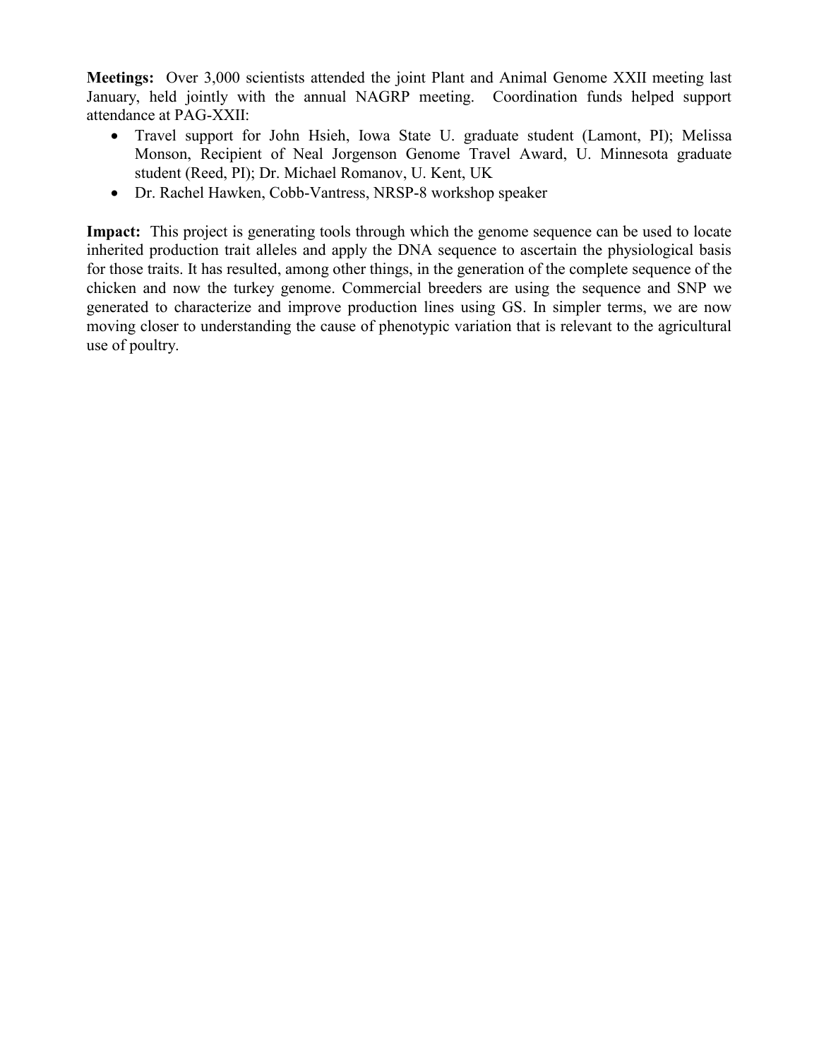**Meetings:** Over 3,000 scientists attended the joint Plant and Animal Genome XXII meeting last January, held jointly with the annual NAGRP meeting. Coordination funds helped support attendance at PAG-XXII:

- Travel support for John Hsieh, Iowa State U. graduate student (Lamont, PI); Melissa Monson, Recipient of Neal Jorgenson Genome Travel Award, U. Minnesota graduate student (Reed, PI); Dr. Michael Romanov, U. Kent, UK
- Dr. Rachel Hawken, Cobb-Vantress, NRSP-8 workshop speaker

**Impact:** This project is generating tools through which the genome sequence can be used to locate inherited production trait alleles and apply the DNA sequence to ascertain the physiological basis for those traits. It has resulted, among other things, in the generation of the complete sequence of the chicken and now the turkey genome. Commercial breeders are using the sequence and SNP we generated to characterize and improve production lines using GS. In simpler terms, we are now moving closer to understanding the cause of phenotypic variation that is relevant to the agricultural use of poultry.